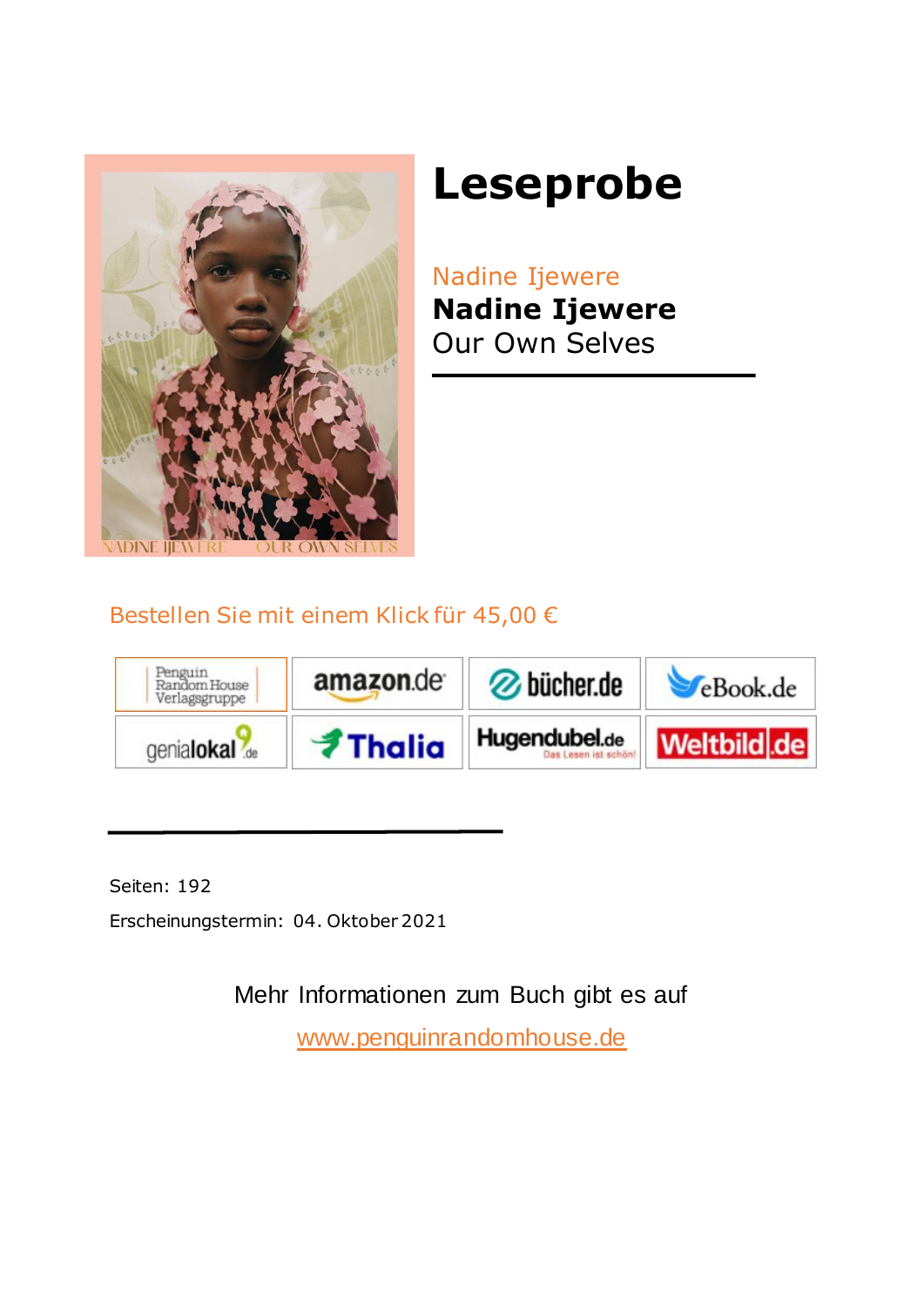# Leseprobe

Nadine Ijewere

**Nadine Ijewere**

Our Own Selves

Bestellen Sie mit einem Klick für 45,00 €

| | | | |
|---|---|---|---|
| Penguin Random House Verlagsgruppe | amazon.de | bücher.de | eBook.de |
| genialokal.de | Thalia | Hugendubel.de | Weltbild.de |

Seiten: 192

Erscheinungstermin: 04. Oktober 2021

Mehr Informationen zum Buch gibt es auf

www.penguinrandomhouse.de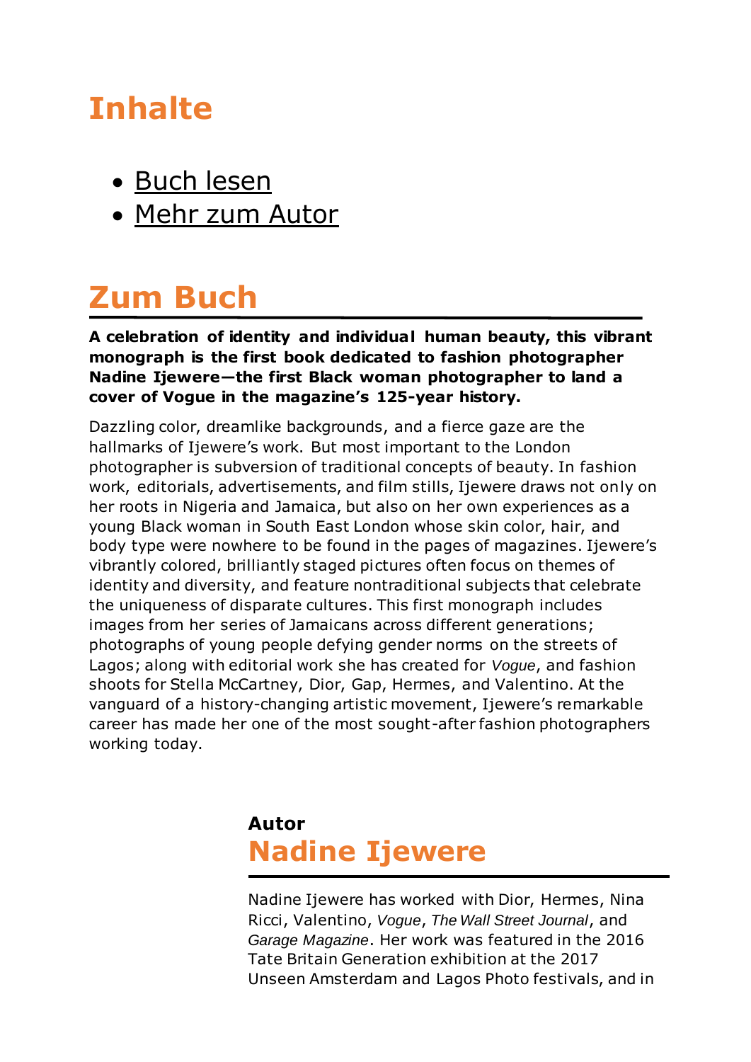# Inhalte

- Buch lesen
- Mehr zum Autor

# Zum Buch

**A celebration of identity and individual human beauty, this vibrant monograph is the first book dedicated to fashion photographer Nadine Ijewere—the first Black woman photographer to land a cover of Vogue in the magazine's 125-year history.**

Dazzling color, dreamlike backgrounds, and a fierce gaze are the hallmarks of Ijewere's work. But most important to the London photographer is subversion of traditional concepts of beauty. In fashion work, editorials, advertisements, and film stills, Ijewere draws not only on her roots in Nigeria and Jamaica, but also on her own experiences as a young Black woman in South East London whose skin color, hair, and body type were nowhere to be found in the pages of magazines. Ijewere's vibrantly colored, brilliantly staged pictures often focus on themes of identity and diversity, and feature nontraditional subjects that celebrate the uniqueness of disparate cultures. This first monograph includes images from her series of Jamaicans across different generations; photographs of young people defying gender norms on the streets of Lagos; along with editorial work she has created for *Vogue*, and fashion shoots for Stella McCartney, Dior, Gap, Hermes, and Valentino. At the vanguard of a history-changing artistic movement, Ijewere's remarkable career has made her one of the most sought-after fashion photographers working today.

**Autor**

## Nadine Ijewere

Nadine Ijewere has worked with Dior, Hermes, Nina Ricci, Valentino, *Vogue*, *The Wall Street Journal*, and *Garage Magazine*. Her work was featured in the 2016 Tate Britain Generation exhibition at the 2017 Unseen Amsterdam and Lagos Photo festivals, and in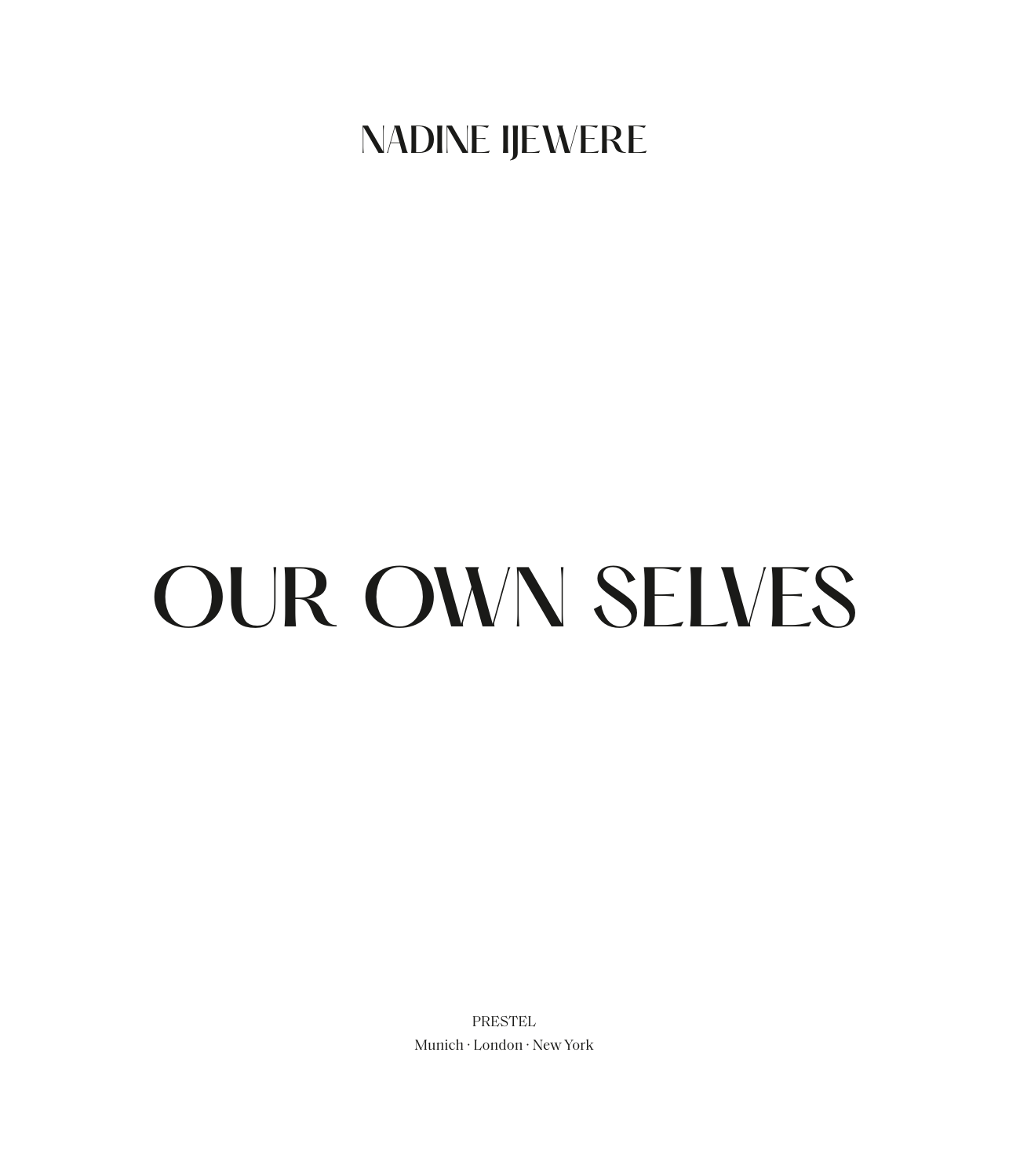NADINE IJEWERE

# OUR OWN SELVES

PRESTEL
Munich · London · New York